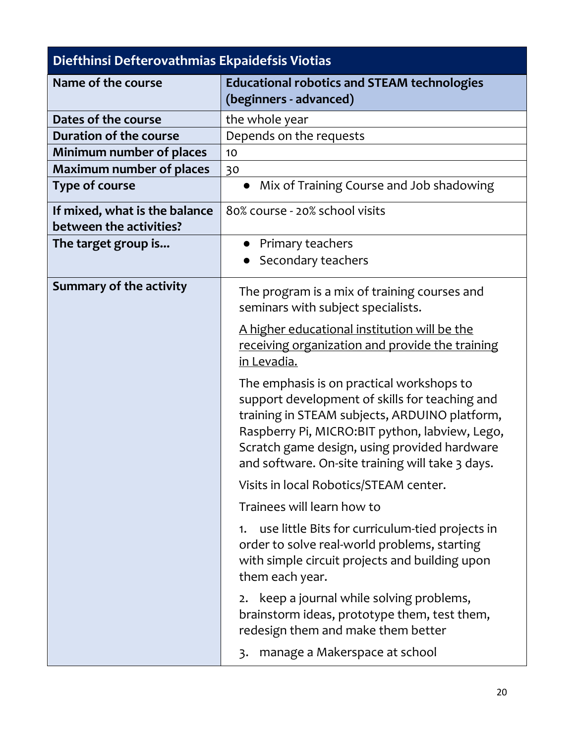| Diefthinsi Defterovathmias Ekpaidefsis Viotias | |
|---|---|
| **Name of the course** | **Educational robotics and STEAM technologies (beginners - advanced)** |
| **Dates of the course** | the whole year |
| **Duration of the course** | Depends on the requests |
| **Minimum number of places** | 10 |
| **Maximum number of places** | 30 |
| **Type of course** | • Mix of Training Course and Job shadowing |
| **If mixed, what is the balance between the activities?** | 80% course - 20% school visits |
| **The target group is...** | • Primary teachers<br>• Secondary teachers |
| **Summary of the activity** | The program is a mix of training courses and seminars with subject specialists.<br><br><u>A higher educational institution will be the receiving organization and provide the training in Levadia.</u><br><br>The emphasis is on practical workshops to support development of skills for teaching and training in STEAM subjects, ARDUINO platform, Raspberry Pi, MICRO:BIT python, labview, Lego, Scratch game design, using provided hardware and software. On-site training will take 3 days.<br><br>Visits in local Robotics/STEAM center.<br><br>Trainees will learn how to<br><br>1. use little Bits for curriculum-tied projects in order to solve real-world problems, starting with simple circuit projects and building upon them each year.<br><br>2. keep a journal while solving problems, brainstorm ideas, prototype them, test them, redesign them and make them better<br><br>3. manage a Makerspace at school |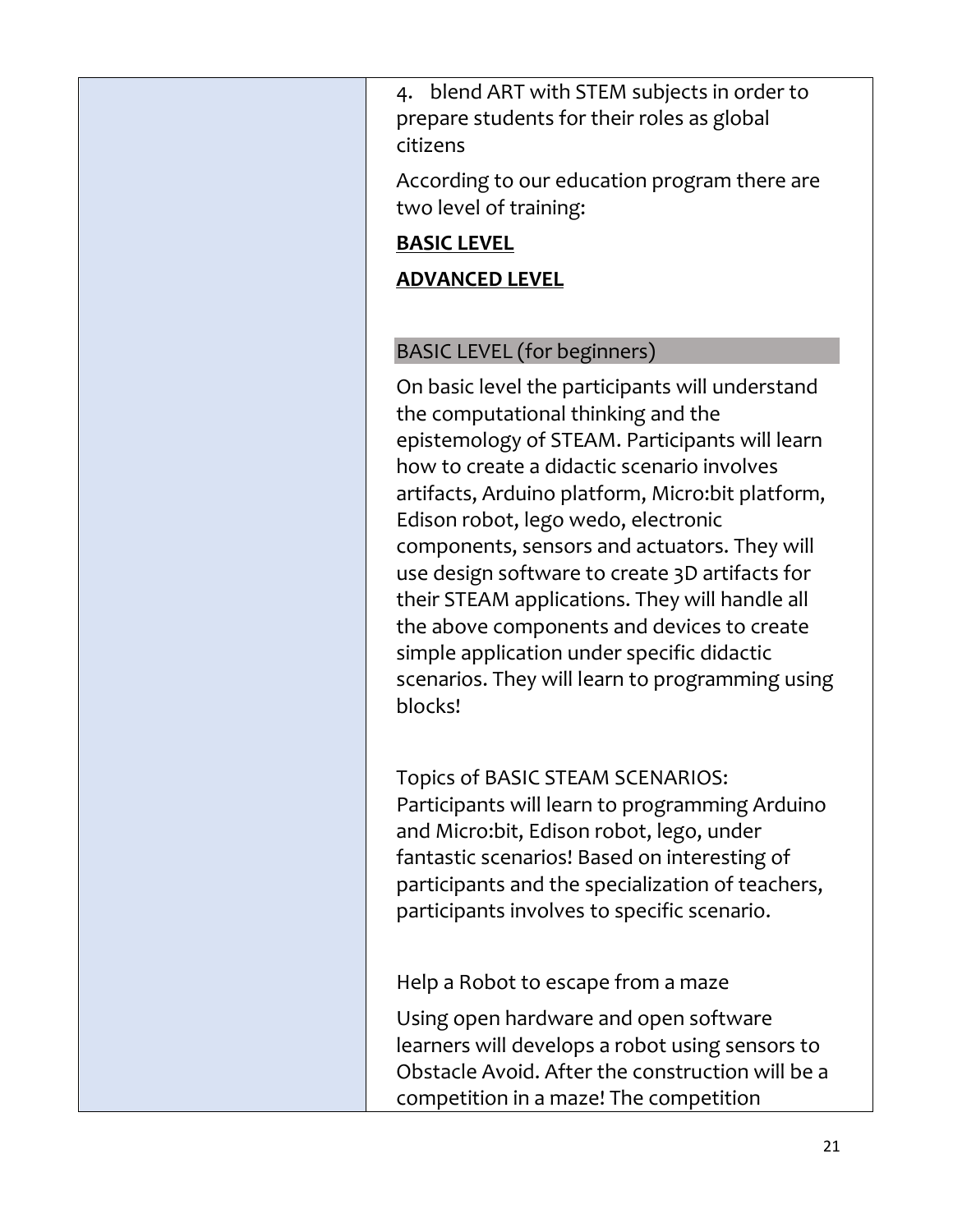4. blend ART with STEM subjects in order to prepare students for their roles as global citizens

According to our education program there are two level of training:

**BASIC LEVEL**

**ADVANCED LEVEL**

BASIC LEVEL (for beginners)

On basic level the participants will understand the computational thinking and the epistemology of STEAM. Participants will learn how to create a didactic scenario involves artifacts, Arduino platform, Micro:bit platform, Edison robot, lego wedo, electronic components, sensors and actuators. They will use design software to create 3D artifacts for their STEAM applications. They will handle all the above components and devices to create simple application under specific didactic scenarios. They will learn to programming using blocks!

Topics of BASIC STEAM SCENARIOS: Participants will learn to programming Arduino and Micro:bit, Edison robot, lego, under fantastic scenarios! Based on interesting of participants and the specialization of teachers, participants involves to specific scenario.

Help a Robot to escape from a maze

Using open hardware and open software learners will develops a robot using sensors to Obstacle Avoid. After the construction will be a competition in a maze! The competition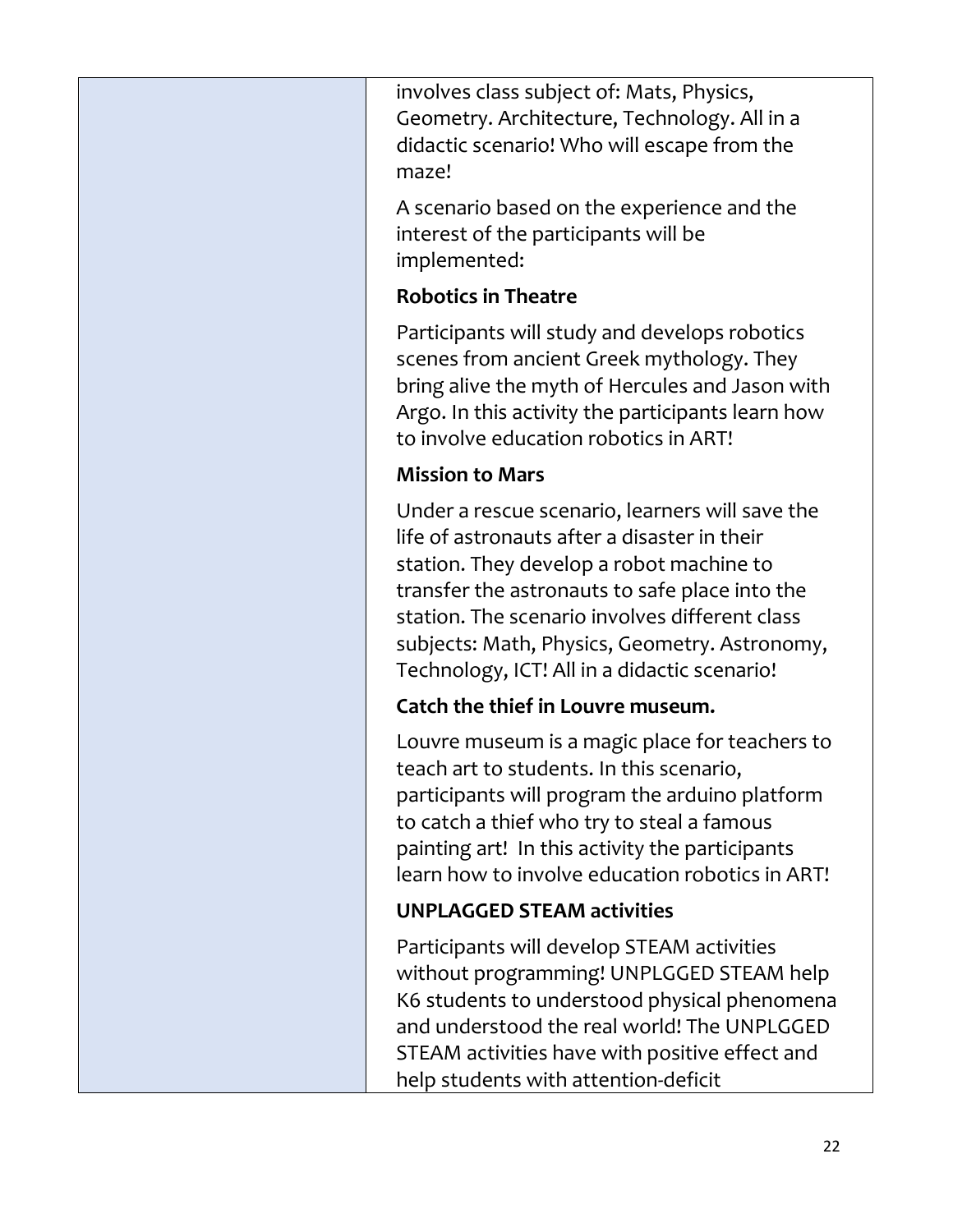| | |
|---|---|
| | involves class subject of: Mats, Physics, Geometry. Architecture, Technology. All in a didactic scenario! Who will escape from the maze!<br><br>A scenario based on the experience and the interest of the participants will be implemented:<br><br>**Robotics in Theatre**<br><br>Participants will study and develops robotics scenes from ancient Greek mythology. They bring alive the myth of Hercules and Jason with Argo. In this activity the participants learn how to involve education robotics in ART!<br><br>**Mission to Mars**<br><br>Under a rescue scenario, learners will save the life of astronauts after a disaster in their station. They develop a robot machine to transfer the astronauts to safe place into the station. The scenario involves different class subjects: Math, Physics, Geometry. Astronomy, Technology, ICT! All in a didactic scenario!<br><br>**Catch the thief in Louvre museum.**<br><br>Louvre museum is a magic place for teachers to teach art to students. In this scenario, participants will program the arduino platform to catch a thief who try to steal a famous painting art! In this activity the participants learn how to involve education robotics in ART!<br><br>**UNPLAGGED STEAM activities**<br><br>Participants will develop STEAM activities without programming! UNPLGGED STEAM help K6 students to understood physical phenomena and understood the real world! The UNPLGGED STEAM activities have with positive effect and help students with attention-deficit |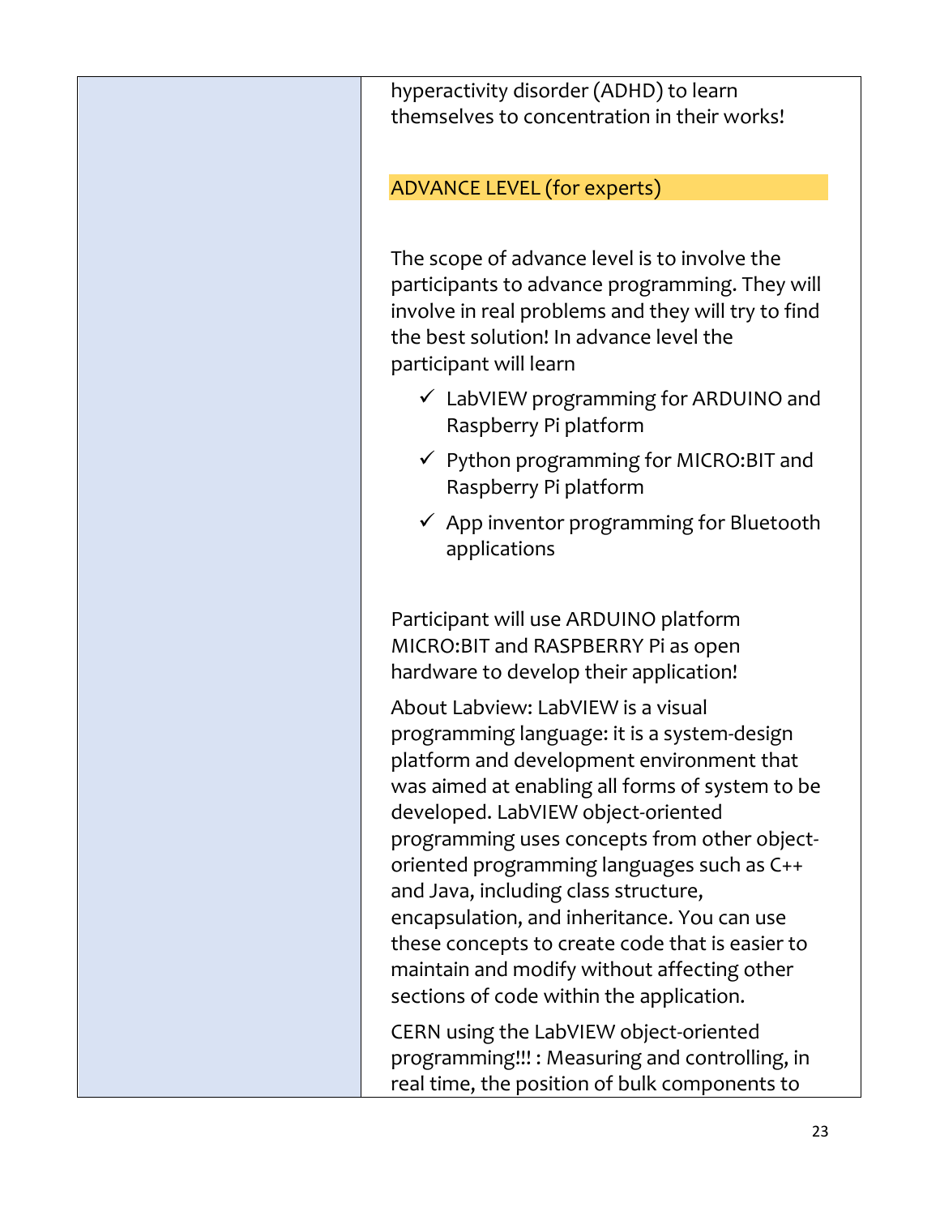hyperactivity disorder (ADHD) to learn themselves to concentration in their works!

ADVANCE LEVEL (for experts)

The scope of advance level is to involve the participants to advance programming. They will involve in real problems and they will try to find the best solution! In advance level the participant will learn

- ✓ LabVIEW programming for ARDUINO and Raspberry Pi platform
- ✓ Python programming for MICRO:BIT and Raspberry Pi platform
- ✓ App inventor programming for Bluetooth applications

Participant will use ARDUINO platform MICRO:BIT and RASPBERRY Pi as open hardware to develop their application!

About Labview: LabVIEW is a visual programming language: it is a system-design platform and development environment that was aimed at enabling all forms of system to be developed. LabVIEW object-oriented programming uses concepts from other object-oriented programming languages such as C++ and Java, including class structure, encapsulation, and inheritance. You can use these concepts to create code that is easier to maintain and modify without affecting other sections of code within the application.

CERN using the LabVIEW object-oriented programming!!! : Measuring and controlling, in real time, the position of bulk components to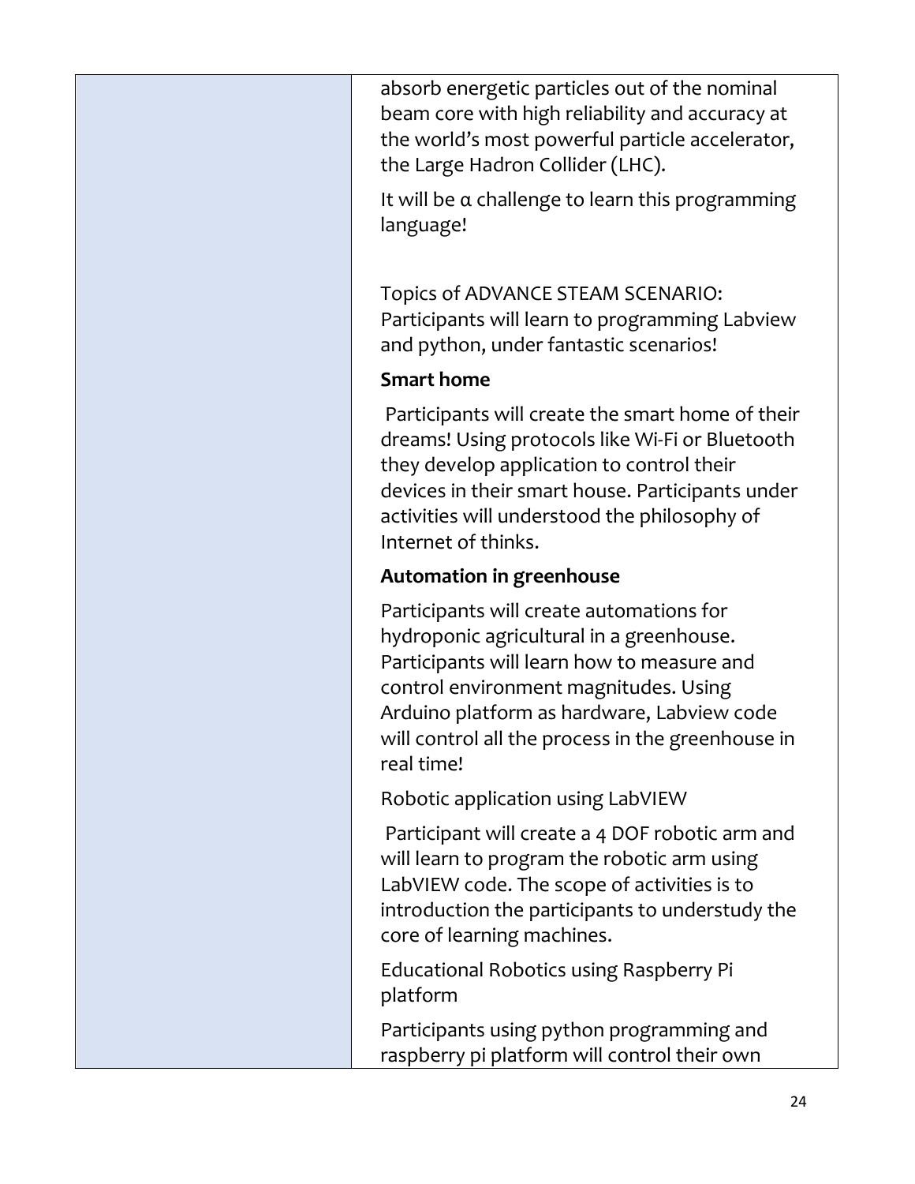| | absorb energetic particles out of the nominal beam core with high reliability and accuracy at the world's most powerful particle accelerator, the Large Hadron Collider (LHC).<br><br>It will be α challenge to learn this programming language!<br><br>Topics of ADVANCE STEAM SCENARIO: Participants will learn to programming Labview and python, under fantastic scenarios!<br><br>**Smart home**<br><br>Participants will create the smart home of their dreams! Using protocols like Wi-Fi or Bluetooth they develop application to control their devices in their smart house. Participants under activities will understood the philosophy of Internet of thinks.<br><br>**Automation in greenhouse**<br><br>Participants will create automations for hydroponic agricultural in a greenhouse. Participants will learn how to measure and control environment magnitudes. Using Arduino platform as hardware, Labview code will control all the process in the greenhouse in real time!<br><br>Robotic application using LabVIEW<br><br>Participant will create a 4 DOF robotic arm and will learn to program the robotic arm using LabVIEW code. The scope of activities is to introduction the participants to understudy the core of learning machines.<br><br>Educational Robotics using Raspberry Pi platform<br><br>Participants using python programming and raspberry pi platform will control their own |
|---|---|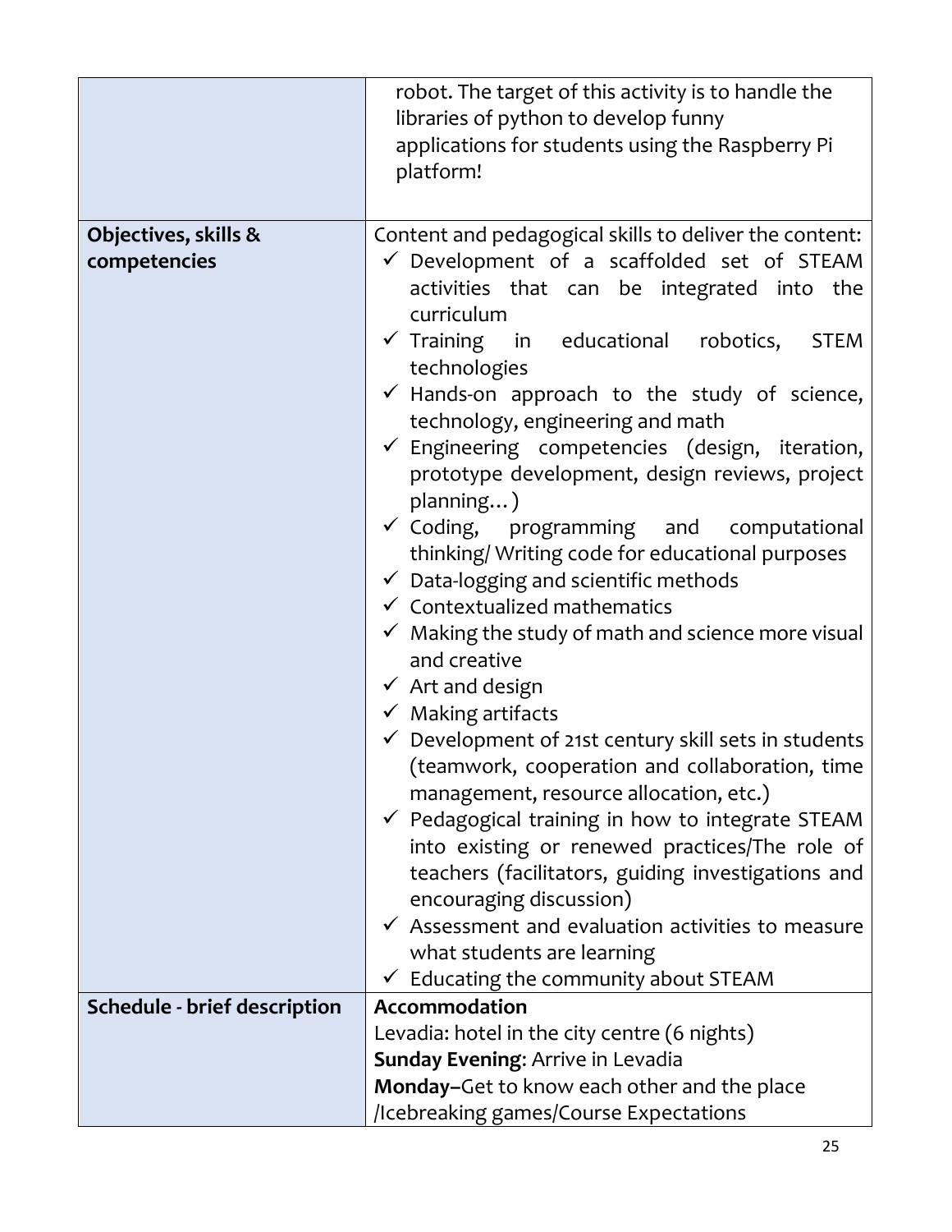| | |
|---|---|
| | robot. The target of this activity is to handle the libraries of python to develop funny applications for students using the Raspberry Pi platform! |
| **Objectives, skills & competencies** | Content and pedagogical skills to deliver the content:<br>✓ Development of a scaffolded set of STEAM activities that can be integrated into the curriculum<br>✓ Training in educational robotics, STEM technologies<br>✓ Hands-on approach to the study of science, technology, engineering and math<br>✓ Engineering competencies (design, iteration, prototype development, design reviews, project planning…)<br>✓ Coding, programming and computational thinking/ Writing code for educational purposes<br>✓ Data-logging and scientific methods<br>✓ Contextualized mathematics<br>✓ Making the study of math and science more visual and creative<br>✓ Art and design<br>✓ Making artifacts<br>✓ Development of 21st century skill sets in students (teamwork, cooperation and collaboration, time management, resource allocation, etc.)<br>✓ Pedagogical training in how to integrate STEAM into existing or renewed practices/The role of teachers (facilitators, guiding investigations and encouraging discussion)<br>✓ Assessment and evaluation activities to measure what students are learning<br>✓ Educating the community about STEAM |
| **Schedule - brief description** | **Accommodation**<br>Levadia: hotel in the city centre (6 nights)<br>**Sunday Evening**: Arrive in Levadia<br>**Monday**–Get to know each other and the place /Icebreaking games/Course Expectations |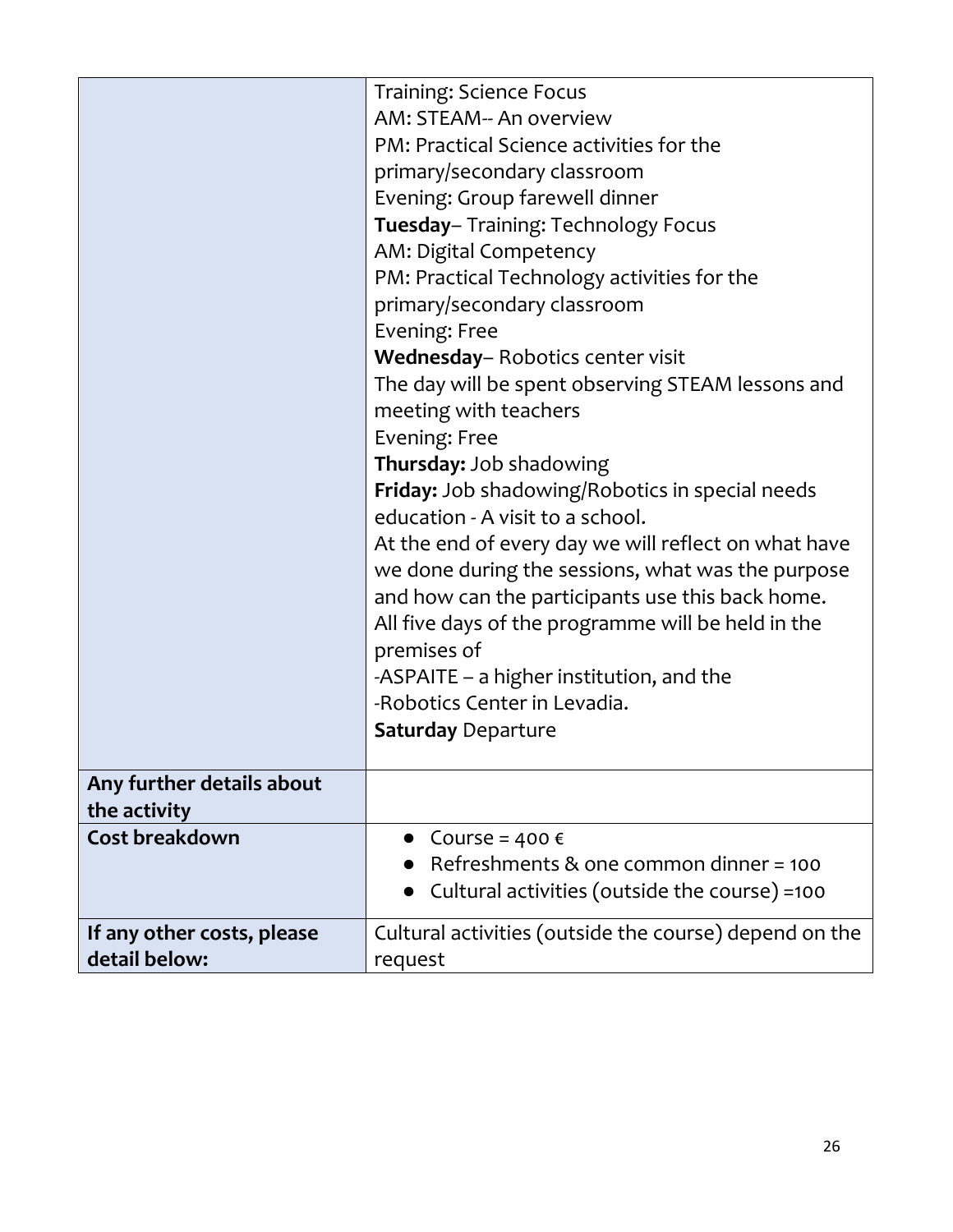| | |
|---|---|
| | Training: Science Focus<br>AM: STEAM-- An overview<br>PM: Practical Science activities for the primary/secondary classroom<br>Evening: Group farewell dinner<br>**Tuesday**– Training: Technology Focus<br>AM: Digital Competency<br>PM: Practical Technology activities for the primary/secondary classroom<br>Evening: Free<br>**Wednesday**– Robotics center visit<br>The day will be spent observing STEAM lessons and meeting with teachers<br>Evening: Free<br>**Thursday:** Job shadowing<br>**Friday:** Job shadowing/Robotics in special needs education - A visit to a school.<br>At the end of every day we will reflect on what have we done during the sessions, what was the purpose and how can the participants use this back home.<br>All five days of the programme will be held in the premises of<br>-ASPAITE – a higher institution, and the<br>-Robotics Center in Levadia.<br>**Saturday** Departure |
| **Any further details about the activity** | |
| **Cost breakdown** | • Course = 400 €<br>• Refreshments & one common dinner = 100<br>• Cultural activities (outside the course) =100 |
| **If any other costs, please detail below:** | Cultural activities (outside the course) depend on the request |